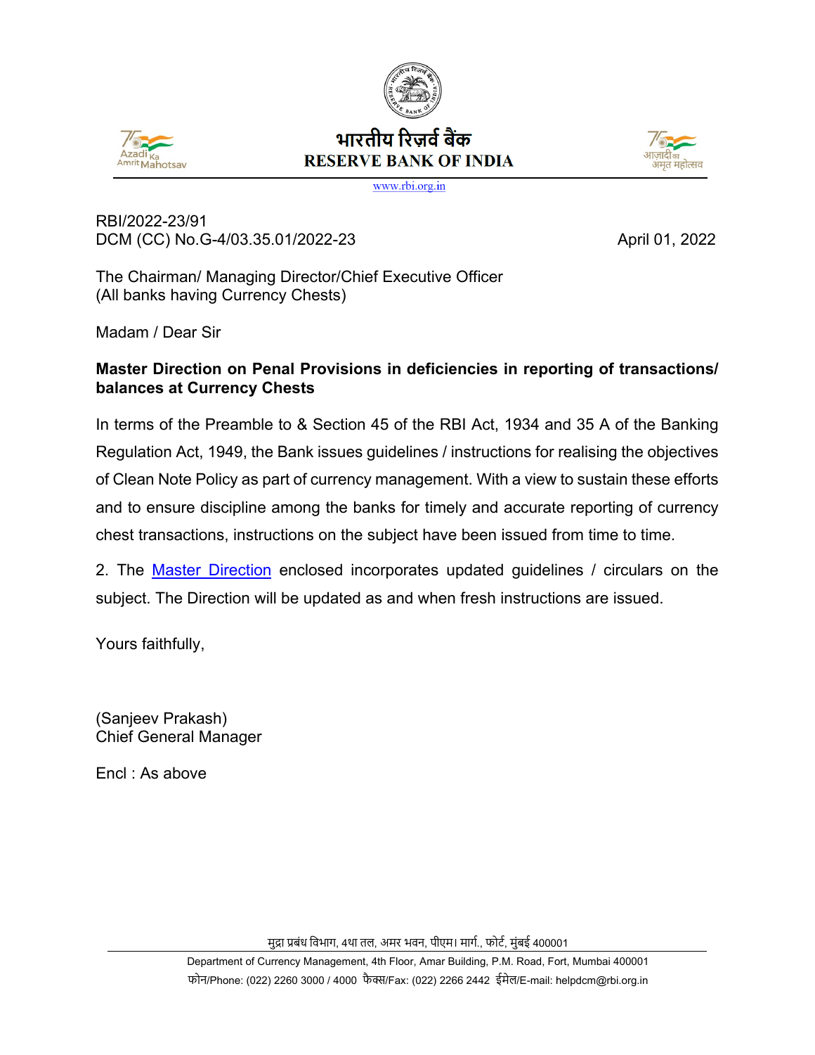भारतीय रिज़र्व बैंक
RESERVE BANK OF INDIA

www.rbi.org.in

RBI/2022-23/91
DCM (CC) No.G-4/03.35.01/2022-23

April 01, 2022

The Chairman/ Managing Director/Chief Executive Officer
(All banks having Currency Chests)

Madam / Dear Sir

**Master Direction on Penal Provisions in deficiencies in reporting of transactions/ balances at Currency Chests**

In terms of the Preamble to & Section 45 of the RBI Act, 1934 and 35 A of the Banking Regulation Act, 1949, the Bank issues guidelines / instructions for realising the objectives of Clean Note Policy as part of currency management. With a view to sustain these efforts and to ensure discipline among the banks for timely and accurate reporting of currency chest transactions, instructions on the subject have been issued from time to time.

2. The Master Direction enclosed incorporates updated guidelines / circulars on the subject. The Direction will be updated as and when fresh instructions are issued.

Yours faithfully,

(Sanjeev Prakash)
Chief General Manager

Encl : As above

मुद्रा प्रबंध विभाग, 4था तल, अमर भवन, पीएम। मार्ग., फोर्ट, मुंबई 400001
Department of Currency Management, 4th Floor, Amar Building, P.M. Road, Fort, Mumbai 400001
फोन/Phone: (022) 2260 3000 / 4000 फैक्स/Fax: (022) 2266 2442 ईमेल/E-mail: helpdcm@rbi.org.in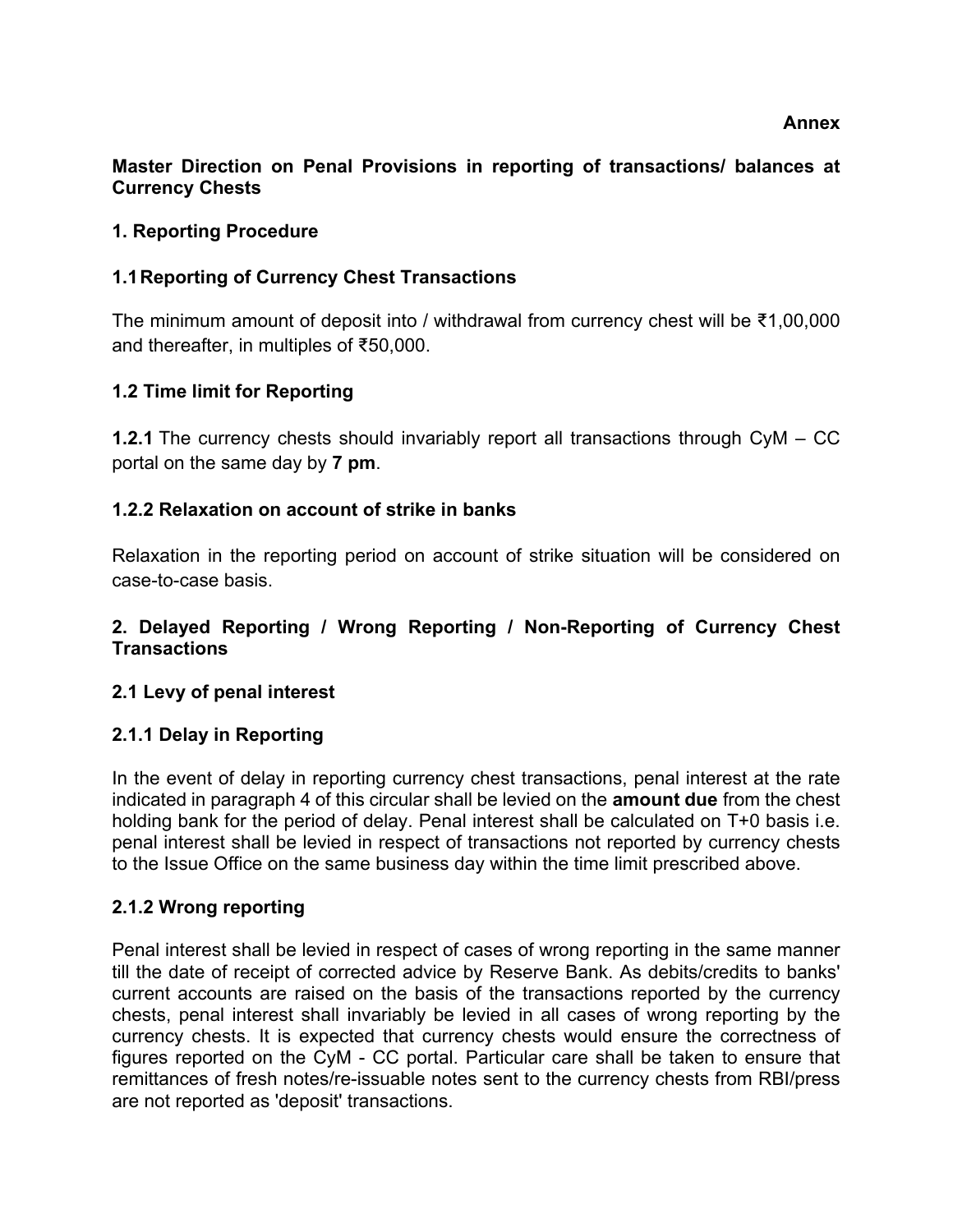**Annex**

**Master Direction on Penal Provisions in reporting of transactions/ balances at Currency Chests**

## 1. Reporting Procedure

### 1.1 Reporting of Currency Chest Transactions

The minimum amount of deposit into / withdrawal from currency chest will be ₹1,00,000 and thereafter, in multiples of ₹50,000.

### 1.2 Time limit for Reporting

**1.2.1** The currency chests should invariably report all transactions through CyM – CC portal on the same day by **7 pm**.

### 1.2.2 Relaxation on account of strike in banks

Relaxation in the reporting period on account of strike situation will be considered on case-to-case basis.

## 2. Delayed Reporting / Wrong Reporting / Non-Reporting of Currency Chest Transactions

### 2.1 Levy of penal interest

### 2.1.1 Delay in Reporting

In the event of delay in reporting currency chest transactions, penal interest at the rate indicated in paragraph 4 of this circular shall be levied on the **amount due** from the chest holding bank for the period of delay. Penal interest shall be calculated on T+0 basis i.e. penal interest shall be levied in respect of transactions not reported by currency chests to the Issue Office on the same business day within the time limit prescribed above.

### 2.1.2 Wrong reporting

Penal interest shall be levied in respect of cases of wrong reporting in the same manner till the date of receipt of corrected advice by Reserve Bank. As debits/credits to banks' current accounts are raised on the basis of the transactions reported by the currency chests, penal interest shall invariably be levied in all cases of wrong reporting by the currency chests. It is expected that currency chests would ensure the correctness of figures reported on the CyM - CC portal. Particular care shall be taken to ensure that remittances of fresh notes/re-issuable notes sent to the currency chests from RBI/press are not reported as 'deposit' transactions.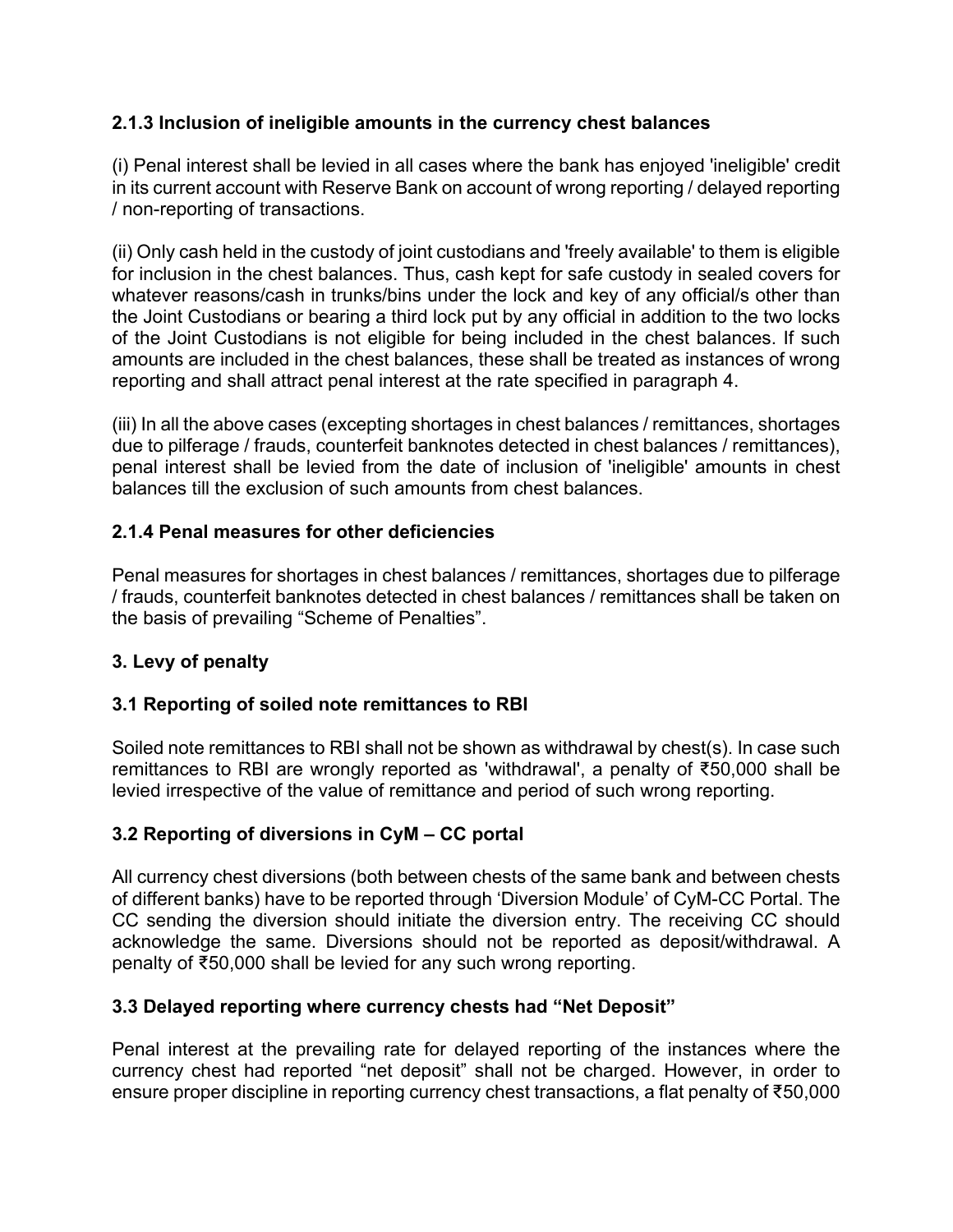### 2.1.3 Inclusion of ineligible amounts in the currency chest balances

(i) Penal interest shall be levied in all cases where the bank has enjoyed 'ineligible' credit in its current account with Reserve Bank on account of wrong reporting / delayed reporting / non-reporting of transactions.

(ii) Only cash held in the custody of joint custodians and 'freely available' to them is eligible for inclusion in the chest balances. Thus, cash kept for safe custody in sealed covers for whatever reasons/cash in trunks/bins under the lock and key of any official/s other than the Joint Custodians or bearing a third lock put by any official in addition to the two locks of the Joint Custodians is not eligible for being included in the chest balances. If such amounts are included in the chest balances, these shall be treated as instances of wrong reporting and shall attract penal interest at the rate specified in paragraph 4.

(iii) In all the above cases (excepting shortages in chest balances / remittances, shortages due to pilferage / frauds, counterfeit banknotes detected in chest balances / remittances), penal interest shall be levied from the date of inclusion of 'ineligible' amounts in chest balances till the exclusion of such amounts from chest balances.

### 2.1.4 Penal measures for other deficiencies

Penal measures for shortages in chest balances / remittances, shortages due to pilferage / frauds, counterfeit banknotes detected in chest balances / remittances shall be taken on the basis of prevailing "Scheme of Penalties".

## 3. Levy of penalty

### 3.1 Reporting of soiled note remittances to RBI

Soiled note remittances to RBI shall not be shown as withdrawal by chest(s). In case such remittances to RBI are wrongly reported as 'withdrawal', a penalty of ₹50,000 shall be levied irrespective of the value of remittance and period of such wrong reporting.

### 3.2 Reporting of diversions in CyM – CC portal

All currency chest diversions (both between chests of the same bank and between chests of different banks) have to be reported through 'Diversion Module' of CyM-CC Portal. The CC sending the diversion should initiate the diversion entry. The receiving CC should acknowledge the same. Diversions should not be reported as deposit/withdrawal. A penalty of ₹50,000 shall be levied for any such wrong reporting.

### 3.3 Delayed reporting where currency chests had "Net Deposit"

Penal interest at the prevailing rate for delayed reporting of the instances where the currency chest had reported "net deposit" shall not be charged. However, in order to ensure proper discipline in reporting currency chest transactions, a flat penalty of ₹50,000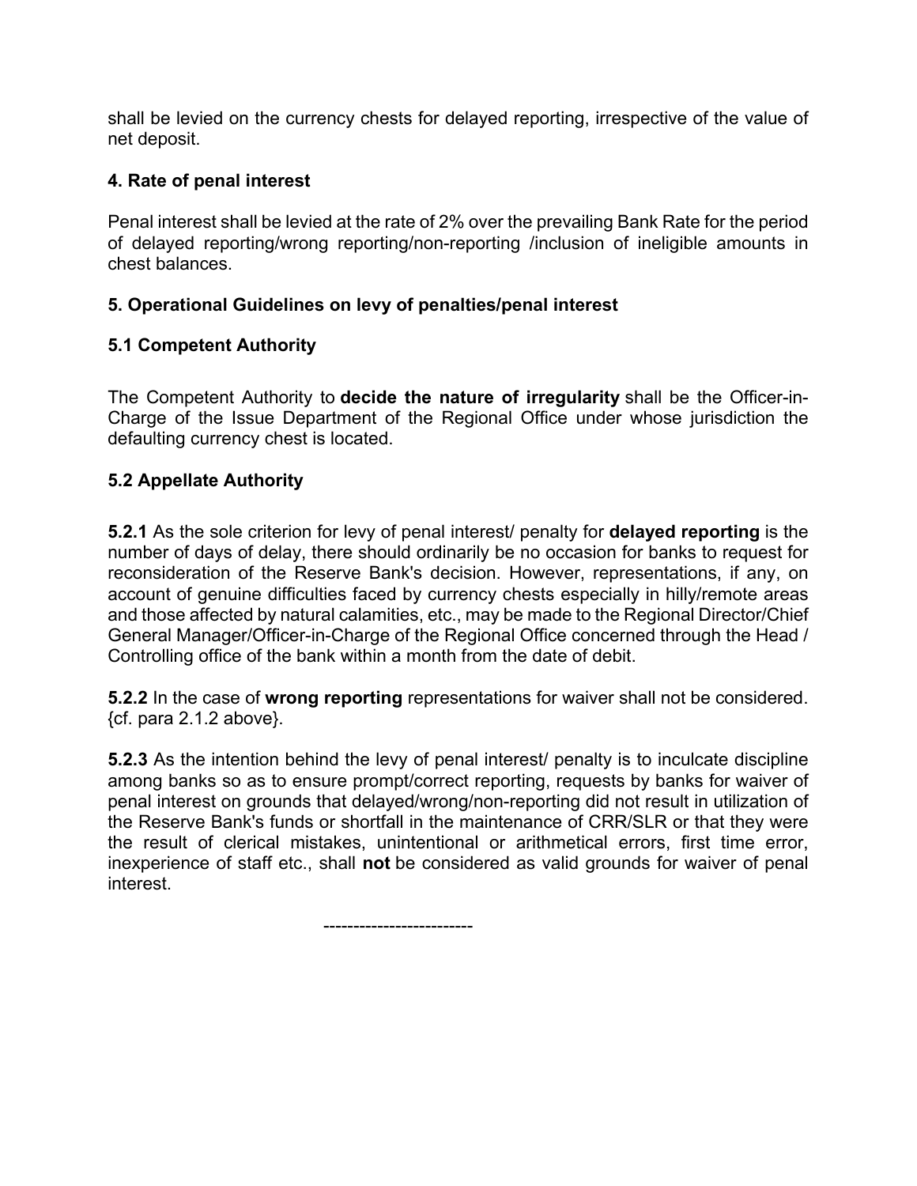shall be levied on the currency chests for delayed reporting, irrespective of the value of net deposit.

### 4. Rate of penal interest

Penal interest shall be levied at the rate of 2% over the prevailing Bank Rate for the period of delayed reporting/wrong reporting/non-reporting /inclusion of ineligible amounts in chest balances.

### 5. Operational Guidelines on levy of penalties/penal interest

### 5.1 Competent Authority

The Competent Authority to **decide the nature of irregularity** shall be the Officer-in-Charge of the Issue Department of the Regional Office under whose jurisdiction the defaulting currency chest is located.

### 5.2 Appellate Authority

**5.2.1** As the sole criterion for levy of penal interest/ penalty for **delayed reporting** is the number of days of delay, there should ordinarily be no occasion for banks to request for reconsideration of the Reserve Bank's decision. However, representations, if any, on account of genuine difficulties faced by currency chests especially in hilly/remote areas and those affected by natural calamities, etc., may be made to the Regional Director/Chief General Manager/Officer-in-Charge of the Regional Office concerned through the Head / Controlling office of the bank within a month from the date of debit.

**5.2.2** In the case of **wrong reporting** representations for waiver shall not be considered. {cf. para 2.1.2 above}.

**5.2.3** As the intention behind the levy of penal interest/ penalty is to inculcate discipline among banks so as to ensure prompt/correct reporting, requests by banks for waiver of penal interest on grounds that delayed/wrong/non-reporting did not result in utilization of the Reserve Bank's funds or shortfall in the maintenance of CRR/SLR or that they were the result of clerical mistakes, unintentional or arithmetical errors, first time error, inexperience of staff etc., shall **not** be considered as valid grounds for waiver of penal interest.

-------------------------